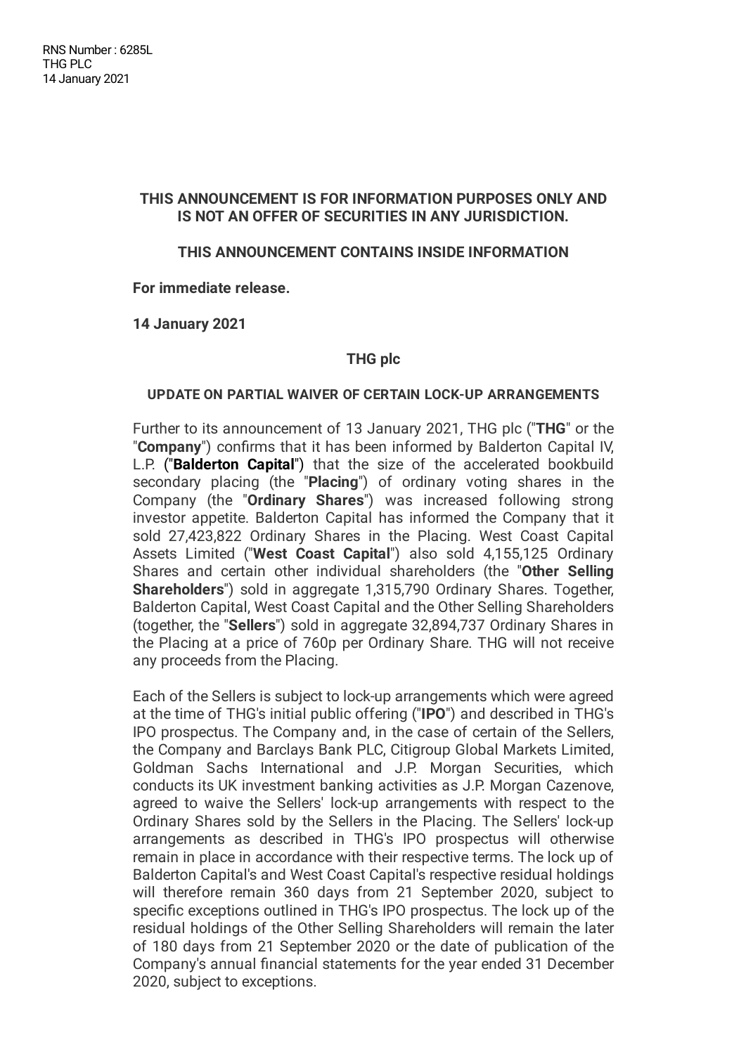RNS Number : 6285L
THG PLC
14 January 2021

**THIS ANNOUNCEMENT IS FOR INFORMATION PURPOSES ONLY AND IS NOT AN OFFER OF SECURITIES IN ANY JURISDICTION.**

**THIS ANNOUNCEMENT CONTAINS INSIDE INFORMATION**

**For immediate release.**

**14 January 2021**

# THG plc

## UPDATE ON PARTIAL WAIVER OF CERTAIN LOCK-UP ARRANGEMENTS

Further to its announcement of 13 January 2021, THG plc ("**THG**" or the "**Company**") confirms that it has been informed by Balderton Capital IV, L.P. ("**Balderton Capital**") that the size of the accelerated bookbuild secondary placing (the "**Placing**") of ordinary voting shares in the Company (the "**Ordinary Shares**") was increased following strong investor appetite. Balderton Capital has informed the Company that it sold 27,423,822 Ordinary Shares in the Placing. West Coast Capital Assets Limited ("**West Coast Capital**") also sold 4,155,125 Ordinary Shares and certain other individual shareholders (the "**Other Selling Shareholders**") sold in aggregate 1,315,790 Ordinary Shares. Together, Balderton Capital, West Coast Capital and the Other Selling Shareholders (together, the "**Sellers**") sold in aggregate 32,894,737 Ordinary Shares in the Placing at a price of 760p per Ordinary Share. THG will not receive any proceeds from the Placing.

Each of the Sellers is subject to lock-up arrangements which were agreed at the time of THG's initial public offering ("**IPO**") and described in THG's IPO prospectus. The Company and, in the case of certain of the Sellers, the Company and Barclays Bank PLC, Citigroup Global Markets Limited, Goldman Sachs International and J.P. Morgan Securities, which conducts its UK investment banking activities as J.P. Morgan Cazenove, agreed to waive the Sellers' lock-up arrangements with respect to the Ordinary Shares sold by the Sellers in the Placing. The Sellers' lock-up arrangements as described in THG's IPO prospectus will otherwise remain in place in accordance with their respective terms. The lock up of Balderton Capital's and West Coast Capital's respective residual holdings will therefore remain 360 days from 21 September 2020, subject to specific exceptions outlined in THG's IPO prospectus. The lock up of the residual holdings of the Other Selling Shareholders will remain the later of 180 days from 21 September 2020 or the date of publication of the Company's annual financial statements for the year ended 31 December 2020, subject to exceptions.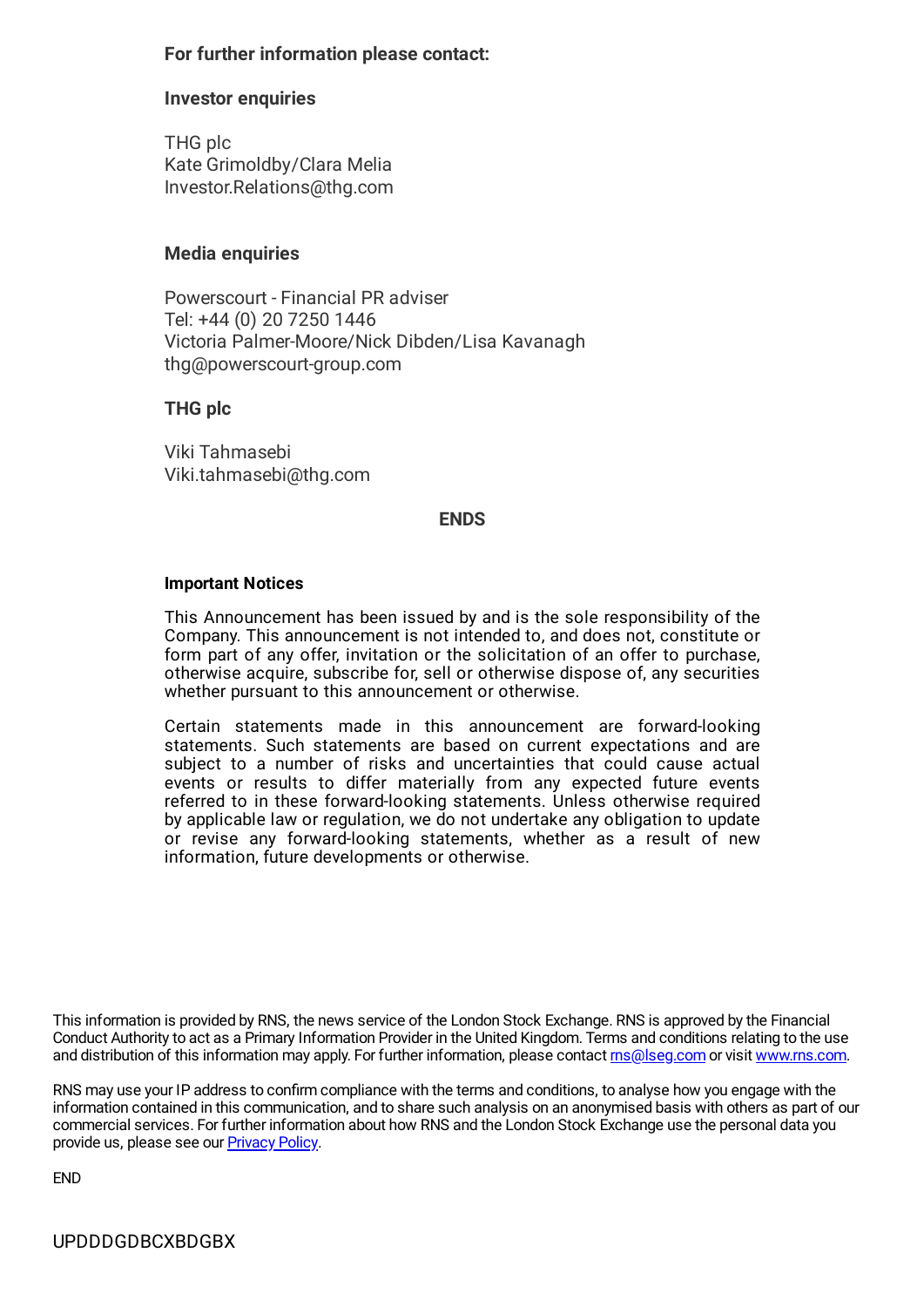**For further information please contact:**

**Investor enquiries**

THG plc
Kate Grimoldby/Clara Melia
Investor.Relations@thg.com

**Media enquiries**

Powerscourt - Financial PR adviser
Tel: +44 (0) 20 7250 1446
Victoria Palmer-Moore/Nick Dibden/Lisa Kavanagh
thg@powerscourt-group.com

**THG plc**

Viki Tahmasebi
Viki.tahmasebi@thg.com

**ENDS**

**Important Notices**

This Announcement has been issued by and is the sole responsibility of the Company. This announcement is not intended to, and does not, constitute or form part of any offer, invitation or the solicitation of an offer to purchase, otherwise acquire, subscribe for, sell or otherwise dispose of, any securities whether pursuant to this announcement or otherwise.

Certain statements made in this announcement are forward-looking statements. Such statements are based on current expectations and are subject to a number of risks and uncertainties that could cause actual events or results to differ materially from any expected future events referred to in these forward-looking statements. Unless otherwise required by applicable law or regulation, we do not undertake any obligation to update or revise any forward-looking statements, whether as a result of new information, future developments or otherwise.

This information is provided by RNS, the news service of the London Stock Exchange. RNS is approved by the Financial Conduct Authority to act as a Primary Information Provider in the United Kingdom. Terms and conditions relating to the use and distribution of this information may apply. For further information, please contact rns@lseg.com or visit www.rns.com.

RNS may use your IP address to confirm compliance with the terms and conditions, to analyse how you engage with the information contained in this communication, and to share such analysis on an anonymised basis with others as part of our commercial services. For further information about how RNS and the London Stock Exchange use the personal data you provide us, please see our Privacy Policy.

END

UPDDDGDBCXBDGBX